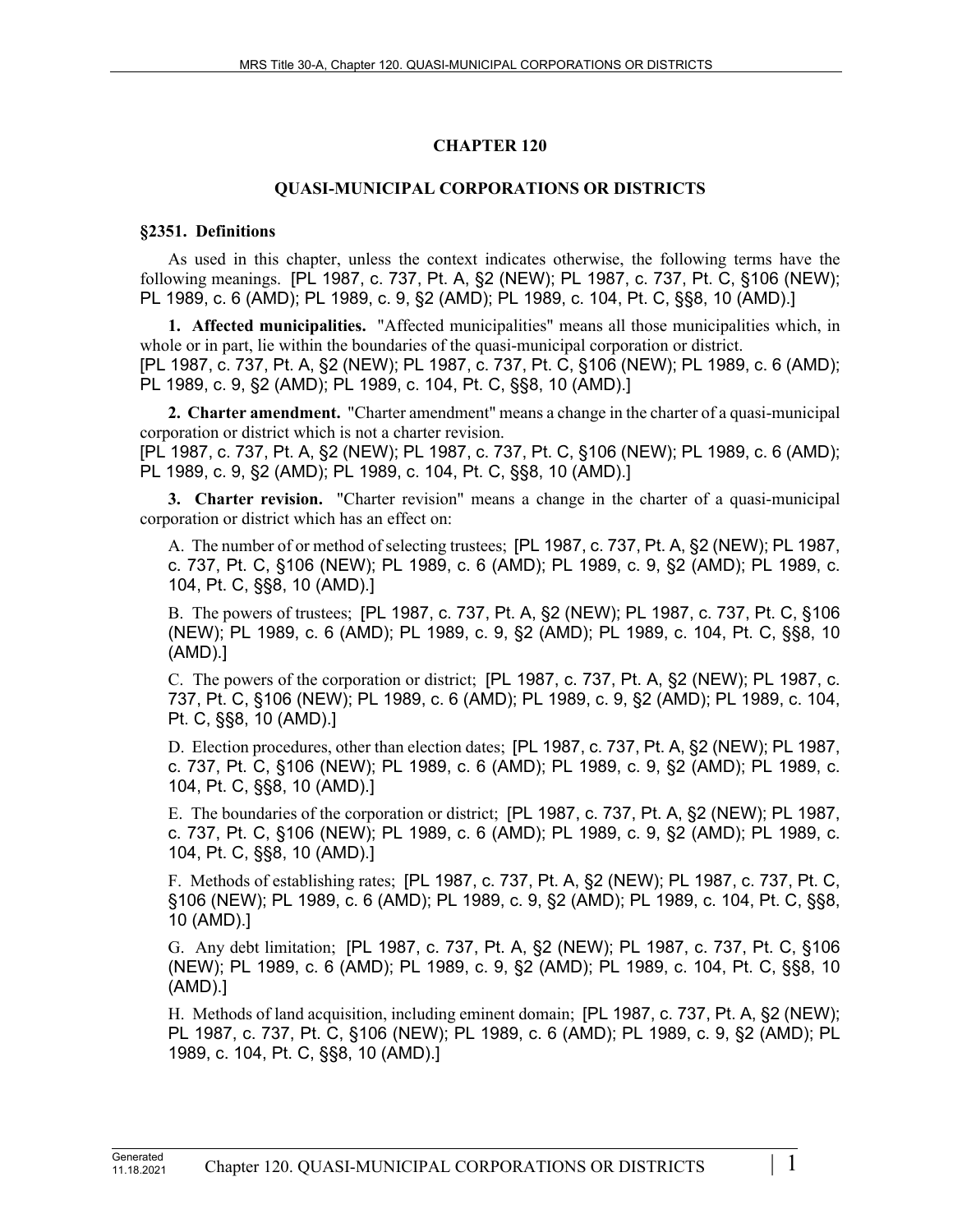# CHAPTER 120

## QUASI-MUNICIPAL CORPORATIONS OR DISTRICTS

### §2351. Definitions

As used in this chapter, unless the context indicates otherwise, the following terms have the following meanings. [PL 1987, c. 737, Pt. A, §2 (NEW); PL 1987, c. 737, Pt. C, §106 (NEW); PL 1989, c. 6 (AMD); PL 1989, c. 9, §2 (AMD); PL 1989, c. 104, Pt. C, §§8, 10 (AMD).]

**1. Affected municipalities.** "Affected municipalities" means all those municipalities which, in whole or in part, lie within the boundaries of the quasi-municipal corporation or district.
[PL 1987, c. 737, Pt. A, §2 (NEW); PL 1987, c. 737, Pt. C, §106 (NEW); PL 1989, c. 6 (AMD); PL 1989, c. 9, §2 (AMD); PL 1989, c. 104, Pt. C, §§8, 10 (AMD).]

**2. Charter amendment.** "Charter amendment" means a change in the charter of a quasi-municipal corporation or district which is not a charter revision.
[PL 1987, c. 737, Pt. A, §2 (NEW); PL 1987, c. 737, Pt. C, §106 (NEW); PL 1989, c. 6 (AMD); PL 1989, c. 9, §2 (AMD); PL 1989, c. 104, Pt. C, §§8, 10 (AMD).]

**3. Charter revision.** "Charter revision" means a change in the charter of a quasi-municipal corporation or district which has an effect on:

A. The number of or method of selecting trustees; [PL 1987, c. 737, Pt. A, §2 (NEW); PL 1987, c. 737, Pt. C, §106 (NEW); PL 1989, c. 6 (AMD); PL 1989, c. 9, §2 (AMD); PL 1989, c. 104, Pt. C, §§8, 10 (AMD).]

B. The powers of trustees; [PL 1987, c. 737, Pt. A, §2 (NEW); PL 1987, c. 737, Pt. C, §106 (NEW); PL 1989, c. 6 (AMD); PL 1989, c. 9, §2 (AMD); PL 1989, c. 104, Pt. C, §§8, 10 (AMD).]

C. The powers of the corporation or district; [PL 1987, c. 737, Pt. A, §2 (NEW); PL 1987, c. 737, Pt. C, §106 (NEW); PL 1989, c. 6 (AMD); PL 1989, c. 9, §2 (AMD); PL 1989, c. 104, Pt. C, §§8, 10 (AMD).]

D. Election procedures, other than election dates; [PL 1987, c. 737, Pt. A, §2 (NEW); PL 1987, c. 737, Pt. C, §106 (NEW); PL 1989, c. 6 (AMD); PL 1989, c. 9, §2 (AMD); PL 1989, c. 104, Pt. C, §§8, 10 (AMD).]

E. The boundaries of the corporation or district; [PL 1987, c. 737, Pt. A, §2 (NEW); PL 1987, c. 737, Pt. C, §106 (NEW); PL 1989, c. 6 (AMD); PL 1989, c. 9, §2 (AMD); PL 1989, c. 104, Pt. C, §§8, 10 (AMD).]

F. Methods of establishing rates; [PL 1987, c. 737, Pt. A, §2 (NEW); PL 1987, c. 737, Pt. C, §106 (NEW); PL 1989, c. 6 (AMD); PL 1989, c. 9, §2 (AMD); PL 1989, c. 104, Pt. C, §§8, 10 (AMD).]

G. Any debt limitation; [PL 1987, c. 737, Pt. A, §2 (NEW); PL 1987, c. 737, Pt. C, §106 (NEW); PL 1989, c. 6 (AMD); PL 1989, c. 9, §2 (AMD); PL 1989, c. 104, Pt. C, §§8, 10 (AMD).]

H. Methods of land acquisition, including eminent domain; [PL 1987, c. 737, Pt. A, §2 (NEW); PL 1987, c. 737, Pt. C, §106 (NEW); PL 1989, c. 6 (AMD); PL 1989, c. 9, §2 (AMD); PL 1989, c. 104, Pt. C, §§8, 10 (AMD).]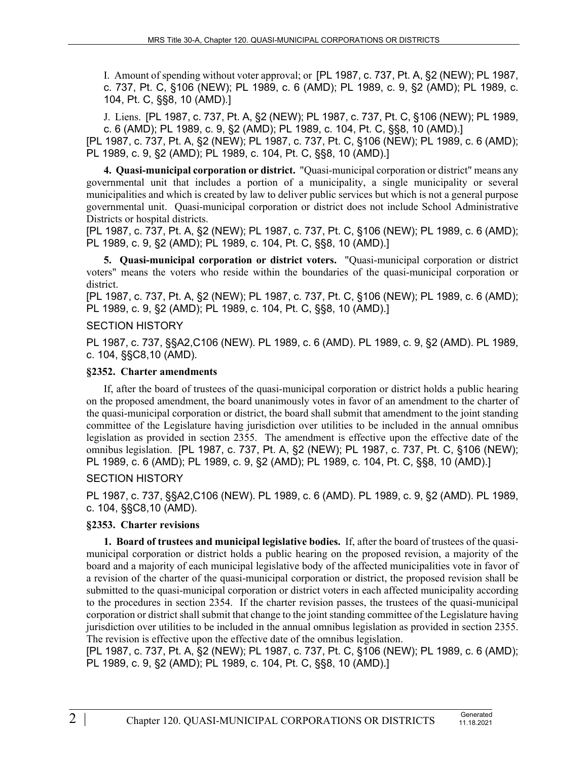I. Amount of spending without voter approval; or [PL 1987, c. 737, Pt. A, §2 (NEW); PL 1987, c. 737, Pt. C, §106 (NEW); PL 1989, c. 6 (AMD); PL 1989, c. 9, §2 (AMD); PL 1989, c. 104, Pt. C, §§8, 10 (AMD).]

J. Liens. [PL 1987, c. 737, Pt. A, §2 (NEW); PL 1987, c. 737, Pt. C, §106 (NEW); PL 1989, c. 6 (AMD); PL 1989, c. 9, §2 (AMD); PL 1989, c. 104, Pt. C, §§8, 10 (AMD).]

[PL 1987, c. 737, Pt. A, §2 (NEW); PL 1987, c. 737, Pt. C, §106 (NEW); PL 1989, c. 6 (AMD); PL 1989, c. 9, §2 (AMD); PL 1989, c. 104, Pt. C, §§8, 10 (AMD).]

**4. Quasi-municipal corporation or district.** "Quasi-municipal corporation or district" means any governmental unit that includes a portion of a municipality, a single municipality or several municipalities and which is created by law to deliver public services but which is not a general purpose governmental unit. Quasi-municipal corporation or district does not include School Administrative Districts or hospital districts.

[PL 1987, c. 737, Pt. A, §2 (NEW); PL 1987, c. 737, Pt. C, §106 (NEW); PL 1989, c. 6 (AMD); PL 1989, c. 9, §2 (AMD); PL 1989, c. 104, Pt. C, §§8, 10 (AMD).]

**5. Quasi-municipal corporation or district voters.** "Quasi-municipal corporation or district voters" means the voters who reside within the boundaries of the quasi-municipal corporation or district.

[PL 1987, c. 737, Pt. A, §2 (NEW); PL 1987, c. 737, Pt. C, §106 (NEW); PL 1989, c. 6 (AMD); PL 1989, c. 9, §2 (AMD); PL 1989, c. 104, Pt. C, §§8, 10 (AMD).]

SECTION HISTORY

PL 1987, c. 737, §§A2,C106 (NEW). PL 1989, c. 6 (AMD). PL 1989, c. 9, §2 (AMD). PL 1989, c. 104, §§C8,10 (AMD).

### §2352. Charter amendments

If, after the board of trustees of the quasi-municipal corporation or district holds a public hearing on the proposed amendment, the board unanimously votes in favor of an amendment to the charter of the quasi-municipal corporation or district, the board shall submit that amendment to the joint standing committee of the Legislature having jurisdiction over utilities to be included in the annual omnibus legislation as provided in section 2355. The amendment is effective upon the effective date of the omnibus legislation. [PL 1987, c. 737, Pt. A, §2 (NEW); PL 1987, c. 737, Pt. C, §106 (NEW); PL 1989, c. 6 (AMD); PL 1989, c. 9, §2 (AMD); PL 1989, c. 104, Pt. C, §§8, 10 (AMD).]

SECTION HISTORY

PL 1987, c. 737, §§A2,C106 (NEW). PL 1989, c. 6 (AMD). PL 1989, c. 9, §2 (AMD). PL 1989, c. 104, §§C8,10 (AMD).

### §2353. Charter revisions

**1. Board of trustees and municipal legislative bodies.** If, after the board of trustees of the quasi-municipal corporation or district holds a public hearing on the proposed revision, a majority of the board and a majority of each municipal legislative body of the affected municipalities vote in favor of a revision of the charter of the quasi-municipal corporation or district, the proposed revision shall be submitted to the quasi-municipal corporation or district voters in each affected municipality according to the procedures in section 2354. If the charter revision passes, the trustees of the quasi-municipal corporation or district shall submit that change to the joint standing committee of the Legislature having jurisdiction over utilities to be included in the annual omnibus legislation as provided in section 2355. The revision is effective upon the effective date of the omnibus legislation.

[PL 1987, c. 737, Pt. A, §2 (NEW); PL 1987, c. 737, Pt. C, §106 (NEW); PL 1989, c. 6 (AMD); PL 1989, c. 9, §2 (AMD); PL 1989, c. 104, Pt. C, §§8, 10 (AMD).]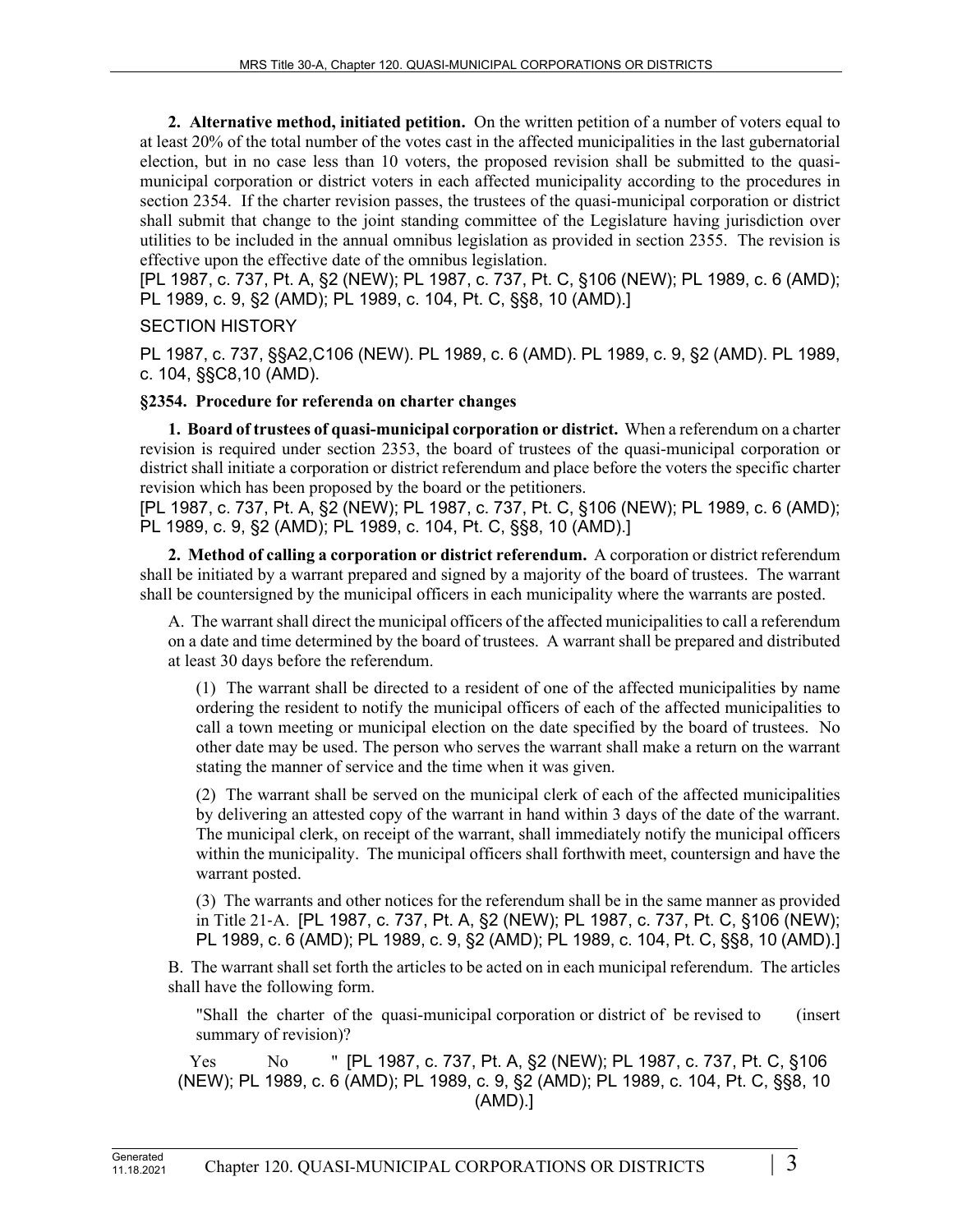**2. Alternative method, initiated petition.** On the written petition of a number of voters equal to at least 20% of the total number of the votes cast in the affected municipalities in the last gubernatorial election, but in no case less than 10 voters, the proposed revision shall be submitted to the quasi-municipal corporation or district voters in each affected municipality according to the procedures in section 2354. If the charter revision passes, the trustees of the quasi-municipal corporation or district shall submit that change to the joint standing committee of the Legislature having jurisdiction over utilities to be included in the annual omnibus legislation as provided in section 2355. The revision is effective upon the effective date of the omnibus legislation.
[PL 1987, c. 737, Pt. A, §2 (NEW); PL 1987, c. 737, Pt. C, §106 (NEW); PL 1989, c. 6 (AMD); PL 1989, c. 9, §2 (AMD); PL 1989, c. 104, Pt. C, §§8, 10 (AMD).]

SECTION HISTORY

PL 1987, c. 737, §§A2,C106 (NEW). PL 1989, c. 6 (AMD). PL 1989, c. 9, §2 (AMD). PL 1989, c. 104, §§C8,10 (AMD).

### §2354. Procedure for referenda on charter changes

**1. Board of trustees of quasi-municipal corporation or district.** When a referendum on a charter revision is required under section 2353, the board of trustees of the quasi-municipal corporation or district shall initiate a corporation or district referendum and place before the voters the specific charter revision which has been proposed by the board or the petitioners.
[PL 1987, c. 737, Pt. A, §2 (NEW); PL 1987, c. 737, Pt. C, §106 (NEW); PL 1989, c. 6 (AMD); PL 1989, c. 9, §2 (AMD); PL 1989, c. 104, Pt. C, §§8, 10 (AMD).]

**2. Method of calling a corporation or district referendum.** A corporation or district referendum shall be initiated by a warrant prepared and signed by a majority of the board of trustees. The warrant shall be countersigned by the municipal officers in each municipality where the warrants are posted.

A. The warrant shall direct the municipal officers of the affected municipalities to call a referendum on a date and time determined by the board of trustees. A warrant shall be prepared and distributed at least 30 days before the referendum.

(1) The warrant shall be directed to a resident of one of the affected municipalities by name ordering the resident to notify the municipal officers of each of the affected municipalities to call a town meeting or municipal election on the date specified by the board of trustees. No other date may be used. The person who serves the warrant shall make a return on the warrant stating the manner of service and the time when it was given.

(2) The warrant shall be served on the municipal clerk of each of the affected municipalities by delivering an attested copy of the warrant in hand within 3 days of the date of the warrant. The municipal clerk, on receipt of the warrant, shall immediately notify the municipal officers within the municipality. The municipal officers shall forthwith meet, countersign and have the warrant posted.

(3) The warrants and other notices for the referendum shall be in the same manner as provided in Title 21-A. [PL 1987, c. 737, Pt. A, §2 (NEW); PL 1987, c. 737, Pt. C, §106 (NEW); PL 1989, c. 6 (AMD); PL 1989, c. 9, §2 (AMD); PL 1989, c. 104, Pt. C, §§8, 10 (AMD).]

B. The warrant shall set forth the articles to be acted on in each municipal referendum. The articles shall have the following form.

"Shall the charter of the quasi-municipal corporation or district of be revised to (insert summary of revision)?

Yes No " [PL 1987, c. 737, Pt. A, §2 (NEW); PL 1987, c. 737, Pt. C, §106 (NEW); PL 1989, c. 6 (AMD); PL 1989, c. 9, §2 (AMD); PL 1989, c. 104, Pt. C, §§8, 10 (AMD).]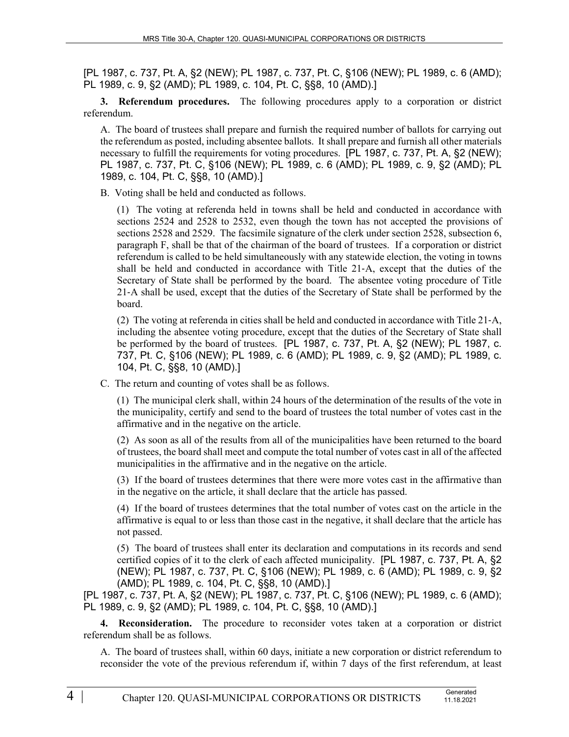[PL 1987, c. 737, Pt. A, §2 (NEW); PL 1987, c. 737, Pt. C, §106 (NEW); PL 1989, c. 6 (AMD); PL 1989, c. 9, §2 (AMD); PL 1989, c. 104, Pt. C, §§8, 10 (AMD).]

**3. Referendum procedures.** The following procedures apply to a corporation or district referendum.

A. The board of trustees shall prepare and furnish the required number of ballots for carrying out the referendum as posted, including absentee ballots. It shall prepare and furnish all other materials necessary to fulfill the requirements for voting procedures. [PL 1987, c. 737, Pt. A, §2 (NEW); PL 1987, c. 737, Pt. C, §106 (NEW); PL 1989, c. 6 (AMD); PL 1989, c. 9, §2 (AMD); PL 1989, c. 104, Pt. C, §§8, 10 (AMD).]

B. Voting shall be held and conducted as follows.

(1) The voting at referenda held in towns shall be held and conducted in accordance with sections 2524 and 2528 to 2532, even though the town has not accepted the provisions of sections 2528 and 2529. The facsimile signature of the clerk under section 2528, subsection 6, paragraph F, shall be that of the chairman of the board of trustees. If a corporation or district referendum is called to be held simultaneously with any statewide election, the voting in towns shall be held and conducted in accordance with Title 21-A, except that the duties of the Secretary of State shall be performed by the board. The absentee voting procedure of Title 21-A shall be used, except that the duties of the Secretary of State shall be performed by the board.

(2) The voting at referenda in cities shall be held and conducted in accordance with Title 21-A, including the absentee voting procedure, except that the duties of the Secretary of State shall be performed by the board of trustees. [PL 1987, c. 737, Pt. A, §2 (NEW); PL 1987, c. 737, Pt. C, §106 (NEW); PL 1989, c. 6 (AMD); PL 1989, c. 9, §2 (AMD); PL 1989, c. 104, Pt. C, §§8, 10 (AMD).]

C. The return and counting of votes shall be as follows.

(1) The municipal clerk shall, within 24 hours of the determination of the results of the vote in the municipality, certify and send to the board of trustees the total number of votes cast in the affirmative and in the negative on the article.

(2) As soon as all of the results from all of the municipalities have been returned to the board of trustees, the board shall meet and compute the total number of votes cast in all of the affected municipalities in the affirmative and in the negative on the article.

(3) If the board of trustees determines that there were more votes cast in the affirmative than in the negative on the article, it shall declare that the article has passed.

(4) If the board of trustees determines that the total number of votes cast on the article in the affirmative is equal to or less than those cast in the negative, it shall declare that the article has not passed.

(5) The board of trustees shall enter its declaration and computations in its records and send certified copies of it to the clerk of each affected municipality. [PL 1987, c. 737, Pt. A, §2 (NEW); PL 1987, c. 737, Pt. C, §106 (NEW); PL 1989, c. 6 (AMD); PL 1989, c. 9, §2 (AMD); PL 1989, c. 104, Pt. C, §§8, 10 (AMD).]

[PL 1987, c. 737, Pt. A, §2 (NEW); PL 1987, c. 737, Pt. C, §106 (NEW); PL 1989, c. 6 (AMD); PL 1989, c. 9, §2 (AMD); PL 1989, c. 104, Pt. C, §§8, 10 (AMD).]

**4. Reconsideration.** The procedure to reconsider votes taken at a corporation or district referendum shall be as follows.

A. The board of trustees shall, within 60 days, initiate a new corporation or district referendum to reconsider the vote of the previous referendum if, within 7 days of the first referendum, at least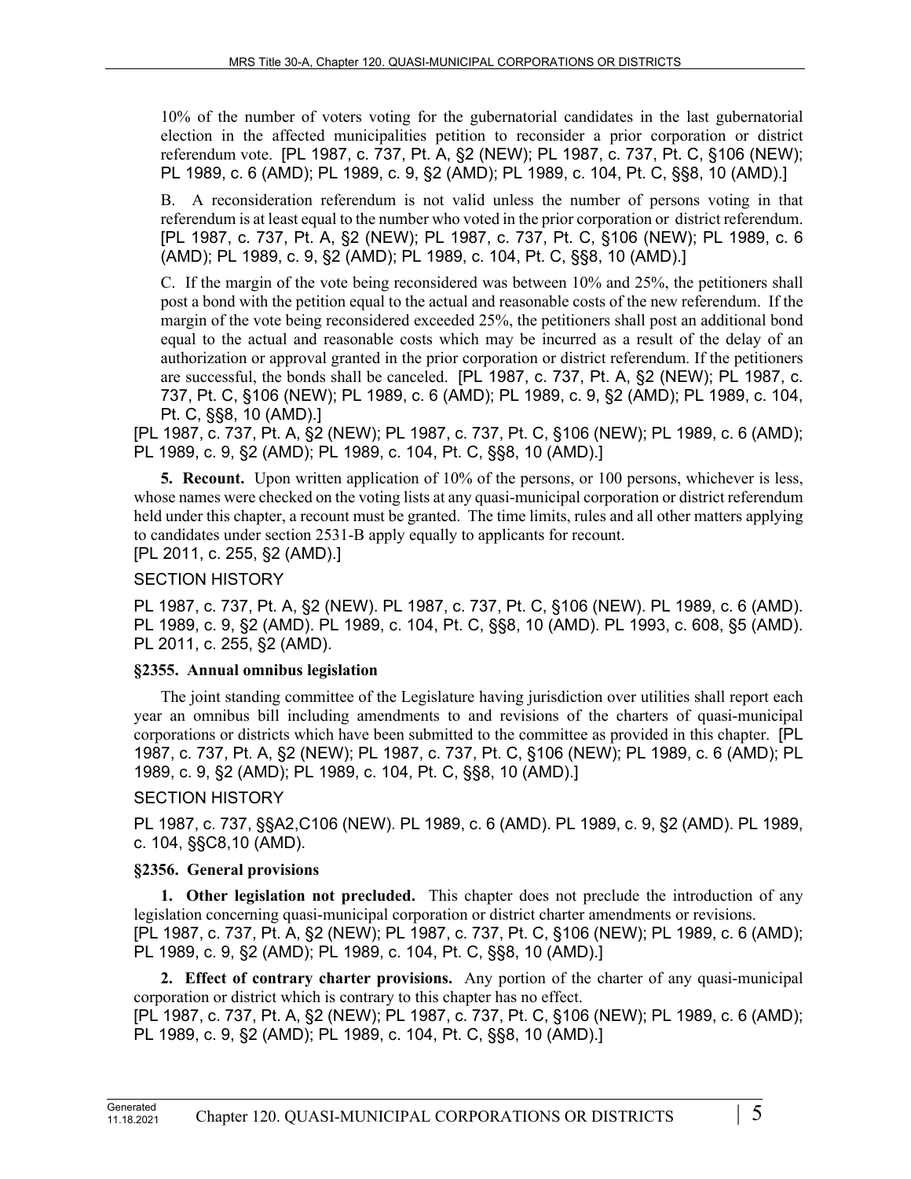10% of the number of voters voting for the gubernatorial candidates in the last gubernatorial election in the affected municipalities petition to reconsider a prior corporation or district referendum vote. [PL 1987, c. 737, Pt. A, §2 (NEW); PL 1987, c. 737, Pt. C, §106 (NEW); PL 1989, c. 6 (AMD); PL 1989, c. 9, §2 (AMD); PL 1989, c. 104, Pt. C, §§8, 10 (AMD).]

B. A reconsideration referendum is not valid unless the number of persons voting in that referendum is at least equal to the number who voted in the prior corporation or district referendum. [PL 1987, c. 737, Pt. A, §2 (NEW); PL 1987, c. 737, Pt. C, §106 (NEW); PL 1989, c. 6 (AMD); PL 1989, c. 9, §2 (AMD); PL 1989, c. 104, Pt. C, §§8, 10 (AMD).]

C. If the margin of the vote being reconsidered was between 10% and 25%, the petitioners shall post a bond with the petition equal to the actual and reasonable costs of the new referendum. If the margin of the vote being reconsidered exceeded 25%, the petitioners shall post an additional bond equal to the actual and reasonable costs which may be incurred as a result of the delay of an authorization or approval granted in the prior corporation or district referendum. If the petitioners are successful, the bonds shall be canceled. [PL 1987, c. 737, Pt. A, §2 (NEW); PL 1987, c. 737, Pt. C, §106 (NEW); PL 1989, c. 6 (AMD); PL 1989, c. 9, §2 (AMD); PL 1989, c. 104, Pt. C, §§8, 10 (AMD).]

[PL 1987, c. 737, Pt. A, §2 (NEW); PL 1987, c. 737, Pt. C, §106 (NEW); PL 1989, c. 6 (AMD); PL 1989, c. 9, §2 (AMD); PL 1989, c. 104, Pt. C, §§8, 10 (AMD).]

**5. Recount.** Upon written application of 10% of the persons, or 100 persons, whichever is less, whose names were checked on the voting lists at any quasi-municipal corporation or district referendum held under this chapter, a recount must be granted. The time limits, rules and all other matters applying to candidates under section 2531-B apply equally to applicants for recount.
[PL 2011, c. 255, §2 (AMD).]

SECTION HISTORY

PL 1987, c. 737, Pt. A, §2 (NEW). PL 1987, c. 737, Pt. C, §106 (NEW). PL 1989, c. 6 (AMD). PL 1989, c. 9, §2 (AMD). PL 1989, c. 104, Pt. C, §§8, 10 (AMD). PL 1993, c. 608, §5 (AMD). PL 2011, c. 255, §2 (AMD).

### §2355. Annual omnibus legislation

The joint standing committee of the Legislature having jurisdiction over utilities shall report each year an omnibus bill including amendments to and revisions of the charters of quasi-municipal corporations or districts which have been submitted to the committee as provided in this chapter. [PL 1987, c. 737, Pt. A, §2 (NEW); PL 1987, c. 737, Pt. C, §106 (NEW); PL 1989, c. 6 (AMD); PL 1989, c. 9, §2 (AMD); PL 1989, c. 104, Pt. C, §§8, 10 (AMD).]

SECTION HISTORY

PL 1987, c. 737, §§A2,C106 (NEW). PL 1989, c. 6 (AMD). PL 1989, c. 9, §2 (AMD). PL 1989, c. 104, §§C8,10 (AMD).

### §2356. General provisions

**1. Other legislation not precluded.** This chapter does not preclude the introduction of any legislation concerning quasi-municipal corporation or district charter amendments or revisions.
[PL 1987, c. 737, Pt. A, §2 (NEW); PL 1987, c. 737, Pt. C, §106 (NEW); PL 1989, c. 6 (AMD); PL 1989, c. 9, §2 (AMD); PL 1989, c. 104, Pt. C, §§8, 10 (AMD).]

**2. Effect of contrary charter provisions.** Any portion of the charter of any quasi-municipal corporation or district which is contrary to this chapter has no effect.
[PL 1987, c. 737, Pt. A, §2 (NEW); PL 1987, c. 737, Pt. C, §106 (NEW); PL 1989, c. 6 (AMD); PL 1989, c. 9, §2 (AMD); PL 1989, c. 104, Pt. C, §§8, 10 (AMD).]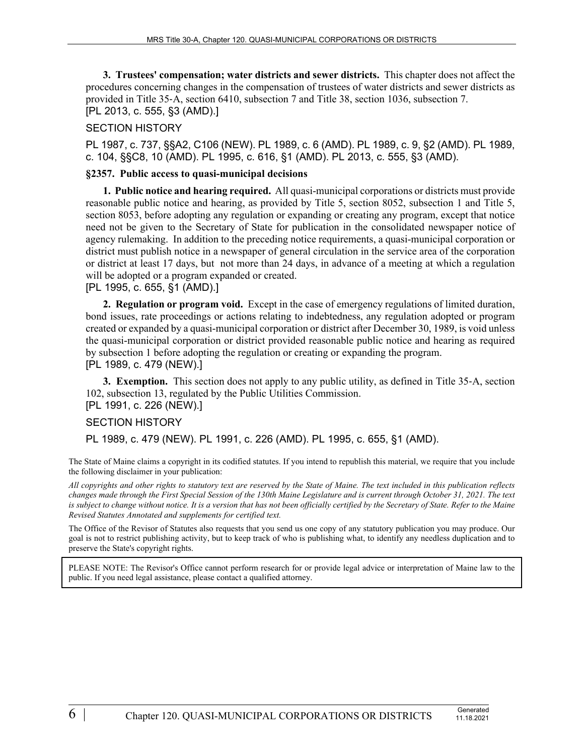**3. Trustees' compensation; water districts and sewer districts.** This chapter does not affect the procedures concerning changes in the compensation of trustees of water districts and sewer districts as provided in Title 35-A, section 6410, subsection 7 and Title 38, section 1036, subsection 7.
[PL 2013, c. 555, §3 (AMD).]

SECTION HISTORY

PL 1987, c. 737, §§A2, C106 (NEW). PL 1989, c. 6 (AMD). PL 1989, c. 9, §2 (AMD). PL 1989, c. 104, §§C8, 10 (AMD). PL 1995, c. 616, §1 (AMD). PL 2013, c. 555, §3 (AMD).

**§2357. Public access to quasi-municipal decisions**

**1. Public notice and hearing required.** All quasi-municipal corporations or districts must provide reasonable public notice and hearing, as provided by Title 5, section 8052, subsection 1 and Title 5, section 8053, before adopting any regulation or expanding or creating any program, except that notice need not be given to the Secretary of State for publication in the consolidated newspaper notice of agency rulemaking. In addition to the preceding notice requirements, a quasi-municipal corporation or district must publish notice in a newspaper of general circulation in the service area of the corporation or district at least 17 days, but not more than 24 days, in advance of a meeting at which a regulation will be adopted or a program expanded or created.
[PL 1995, c. 655, §1 (AMD).]

**2. Regulation or program void.** Except in the case of emergency regulations of limited duration, bond issues, rate proceedings or actions relating to indebtedness, any regulation adopted or program created or expanded by a quasi-municipal corporation or district after December 30, 1989, is void unless the quasi-municipal corporation or district provided reasonable public notice and hearing as required by subsection 1 before adopting the regulation or creating or expanding the program.
[PL 1989, c. 479 (NEW).]

**3. Exemption.** This section does not apply to any public utility, as defined in Title 35-A, section 102, subsection 13, regulated by the Public Utilities Commission.
[PL 1991, c. 226 (NEW).]

SECTION HISTORY

PL 1989, c. 479 (NEW). PL 1991, c. 226 (AMD). PL 1995, c. 655, §1 (AMD).

The State of Maine claims a copyright in its codified statutes. If you intend to republish this material, we require that you include the following disclaimer in your publication:

*All copyrights and other rights to statutory text are reserved by the State of Maine. The text included in this publication reflects changes made through the First Special Session of the 130th Maine Legislature and is current through October 31, 2021. The text is subject to change without notice. It is a version that has not been officially certified by the Secretary of State. Refer to the Maine Revised Statutes Annotated and supplements for certified text.*

The Office of the Revisor of Statutes also requests that you send us one copy of any statutory publication you may produce. Our goal is not to restrict publishing activity, but to keep track of who is publishing what, to identify any needless duplication and to preserve the State's copyright rights.

PLEASE NOTE: The Revisor's Office cannot perform research for or provide legal advice or interpretation of Maine law to the public. If you need legal assistance, please contact a qualified attorney.